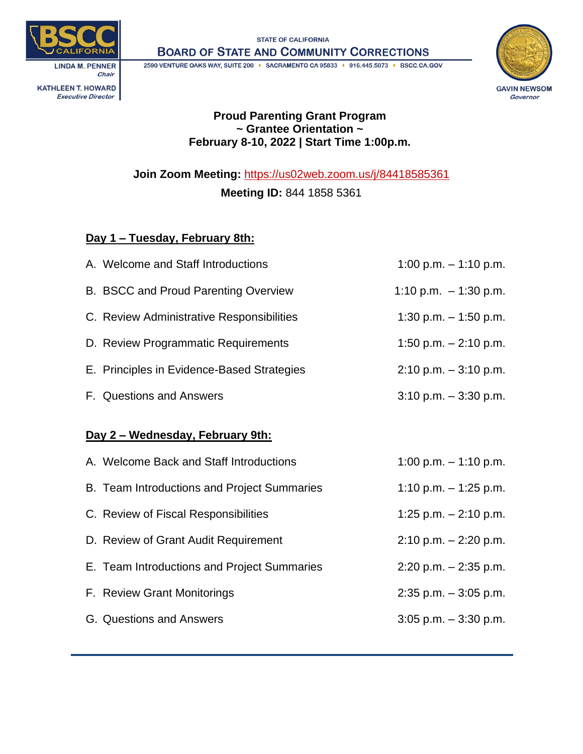BSCC CALIFORNIA

LINDA M. PENNER
*Chair*

KATHLEEN T. HOWARD
*Executive Director*

STATE OF CALIFORNIA
**BOARD OF STATE AND COMMUNITY CORRECTIONS**
2590 VENTURE OAKS WAY, SUITE 200 ♦ SACRAMENTO CA 95833 ♦ 916.445.5073 ♦ BSCC.CA.GOV

GAVIN NEWSOM
*Governor*

**Proud Parenting Grant Program**
**~ Grantee Orientation ~**
**February 8-10, 2022 | Start Time 1:00p.m.**

**Join Zoom Meeting:** https://us02web.zoom.us/j/84418585361
**Meeting ID:** 844 1858 5361

## Day 1 – Tuesday, February 8th:

| | |
|---|---|
| A. Welcome and Staff Introductions | 1:00 p.m. – 1:10 p.m. |
| B. BSCC and Proud Parenting Overview | 1:10 p.m. – 1:30 p.m. |
| C. Review Administrative Responsibilities | 1:30 p.m. – 1:50 p.m. |
| D. Review Programmatic Requirements | 1:50 p.m. – 2:10 p.m. |
| E. Principles in Evidence-Based Strategies | 2:10 p.m. – 3:10 p.m. |
| F. Questions and Answers | 3:10 p.m. – 3:30 p.m. |

## Day 2 – Wednesday, February 9th:

| | |
|---|---|
| A. Welcome Back and Staff Introductions | 1:00 p.m. – 1:10 p.m. |
| B. Team Introductions and Project Summaries | 1:10 p.m. – 1:25 p.m. |
| C. Review of Fiscal Responsibilities | 1:25 p.m. – 2:10 p.m. |
| D. Review of Grant Audit Requirement | 2:10 p.m. – 2:20 p.m. |
| E. Team Introductions and Project Summaries | 2:20 p.m. – 2:35 p.m. |
| F. Review Grant Monitorings | 2:35 p.m. – 3:05 p.m. |
| G. Questions and Answers | 3:05 p.m. – 3:30 p.m. |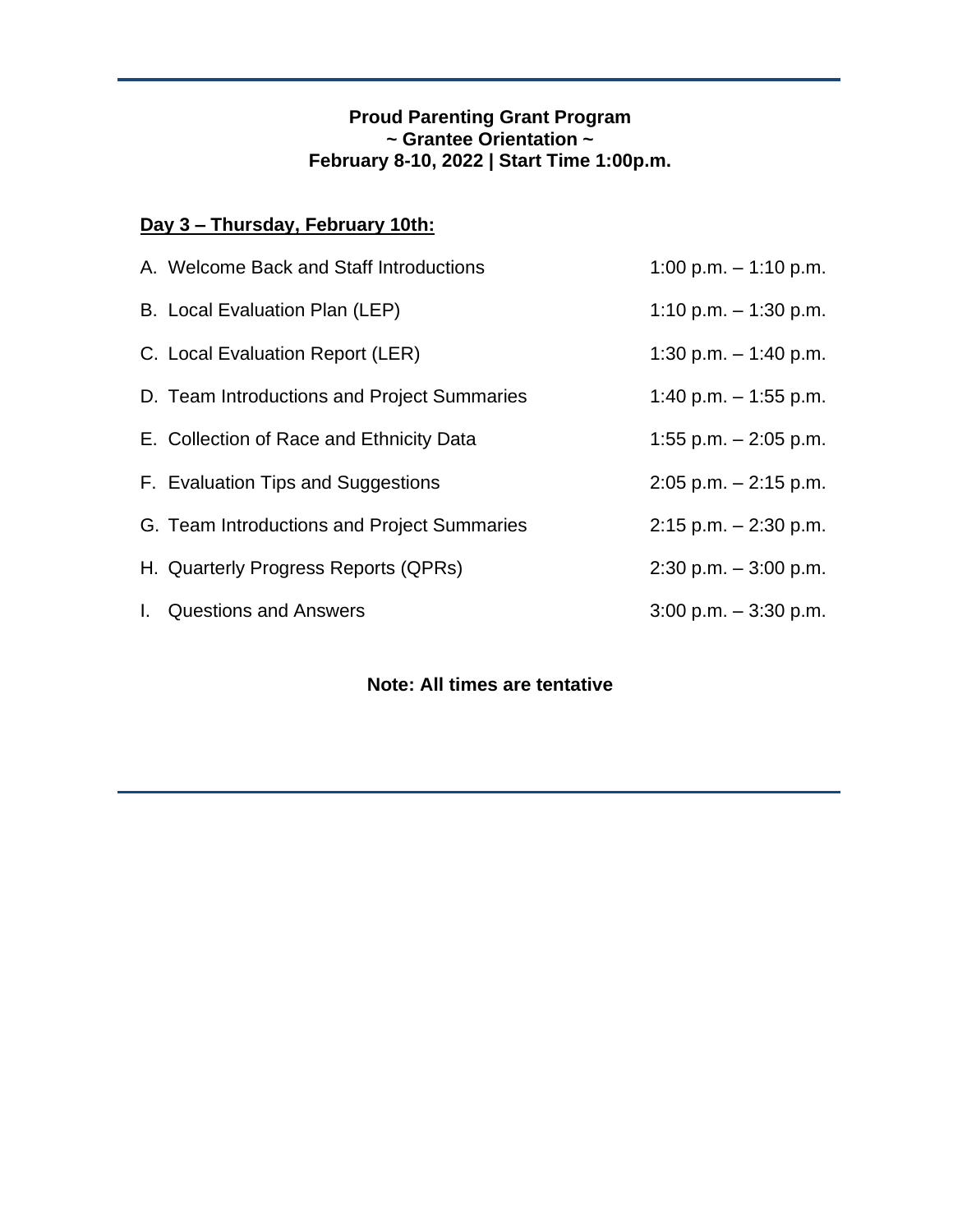**Proud Parenting Grant Program**
**~ Grantee Orientation ~**
**February 8-10, 2022 | Start Time 1:00p.m.**

## Day 3 – Thursday, February 10th:

| | |
|---|---|
| A. Welcome Back and Staff Introductions | 1:00 p.m. – 1:10 p.m. |
| B. Local Evaluation Plan (LEP) | 1:10 p.m. – 1:30 p.m. |
| C. Local Evaluation Report (LER) | 1:30 p.m. – 1:40 p.m. |
| D. Team Introductions and Project Summaries | 1:40 p.m. – 1:55 p.m. |
| E. Collection of Race and Ethnicity Data | 1:55 p.m. – 2:05 p.m. |
| F. Evaluation Tips and Suggestions | 2:05 p.m. – 2:15 p.m. |
| G. Team Introductions and Project Summaries | 2:15 p.m. – 2:30 p.m. |
| H. Quarterly Progress Reports (QPRs) | 2:30 p.m. – 3:00 p.m. |
| I. Questions and Answers | 3:00 p.m. – 3:30 p.m. |

**Note: All times are tentative**